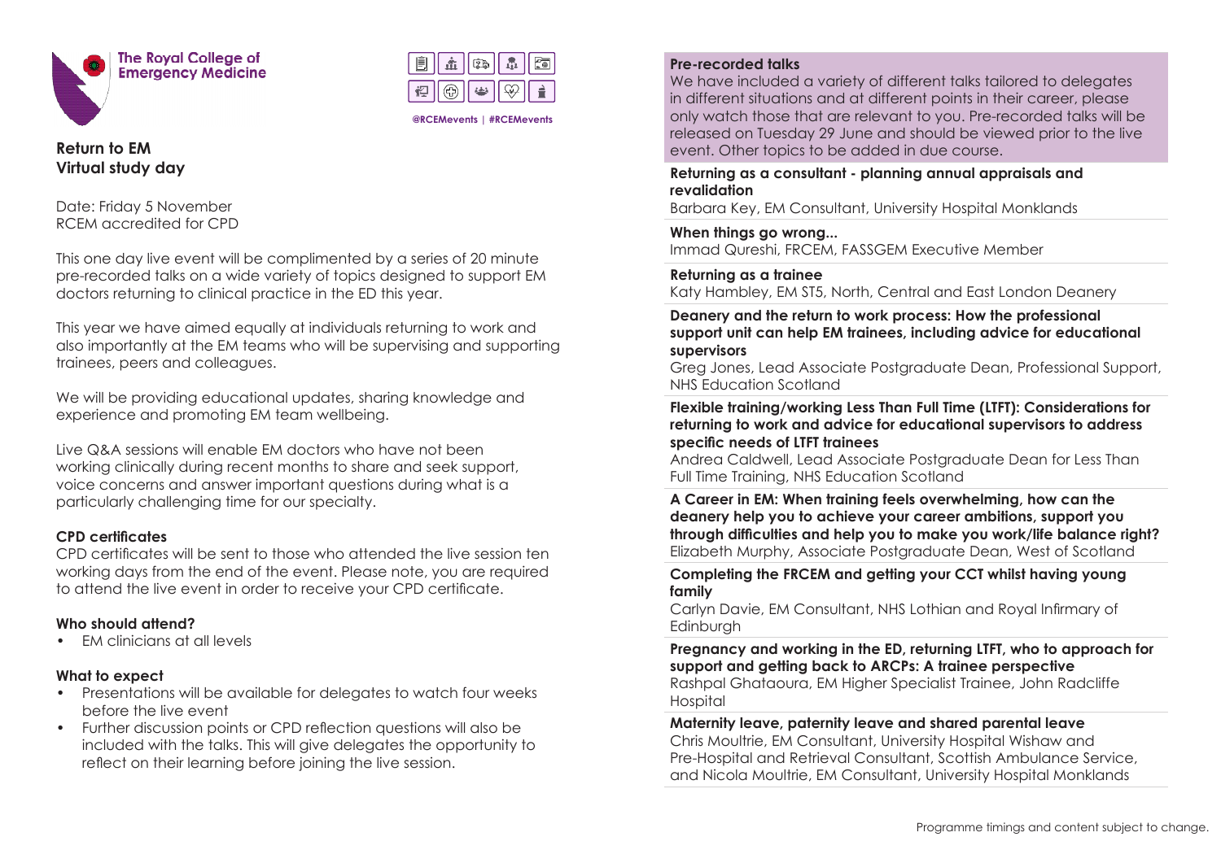The Royal College of Emergency Medicine

@RCEMevents | #RCEMevents

# Return to EM
# Virtual study day

Date: Friday 5 November
RCEM accredited for CPD

This one day live event will be complimented by a series of 20 minute pre-recorded talks on a wide variety of topics designed to support EM doctors returning to clinical practice in the ED this year.

This year we have aimed equally at individuals returning to work and also importantly at the EM teams who will be supervising and supporting trainees, peers and colleagues.

We will be providing educational updates, sharing knowledge and experience and promoting EM team wellbeing.

Live Q&A sessions will enable EM doctors who have not been working clinically during recent months to share and seek support, voice concerns and answer important questions during what is a particularly challenging time for our specialty.

## CPD certificates

CPD certificates will be sent to those who attended the live session ten working days from the end of the event. Please note, you are required to attend the live event in order to receive your CPD certificate.

## Who should attend?

- EM clinicians at all levels

## What to expect

- Presentations will be available for delegates to watch four weeks before the live event
- Further discussion points or CPD reflection questions will also be included with the talks. This will give delegates the opportunity to reflect on their learning before joining the live session.

## Pre-recorded talks

We have included a variety of different talks tailored to delegates in different situations and at different points in their career, please only watch those that are relevant to you. Pre-recorded talks will be released on Tuesday 29 June and should be viewed prior to the live event. Other topics to be added in due course.

**Returning as a consultant - planning annual appraisals and revalidation**
Barbara Key, EM Consultant, University Hospital Monklands

**When things go wrong...**
Immad Qureshi, FRCEM, FASSGEM Executive Member

**Returning as a trainee**
Katy Hambley, EM ST5, North, Central and East London Deanery

**Deanery and the return to work process: How the professional support unit can help EM trainees, including advice for educational supervisors**
Greg Jones, Lead Associate Postgraduate Dean, Professional Support, NHS Education Scotland

**Flexible training/working Less Than Full Time (LTFT): Considerations for returning to work and advice for educational supervisors to address specific needs of LTFT trainees**
Andrea Caldwell, Lead Associate Postgraduate Dean for Less Than Full Time Training, NHS Education Scotland

**A Career in EM: When training feels overwhelming, how can the deanery help you to achieve your career ambitions, support you through difficulties and help you to make you work/life balance right?**
Elizabeth Murphy, Associate Postgraduate Dean, West of Scotland

**Completing the FRCEM and getting your CCT whilst having young family**
Carlyn Davie, EM Consultant, NHS Lothian and Royal Infirmary of Edinburgh

**Pregnancy and working in the ED, returning LTFT, who to approach for support and getting back to ARCPs: A trainee perspective**
Rashpal Ghataoura, EM Higher Specialist Trainee, John Radcliffe Hospital

**Maternity leave, paternity leave and shared parental leave**
Chris Moultrie, EM Consultant, University Hospital Wishaw and Pre-Hospital and Retrieval Consultant, Scottish Ambulance Service, and Nicola Moultrie, EM Consultant, University Hospital Monklands

Programme timings and content subject to change.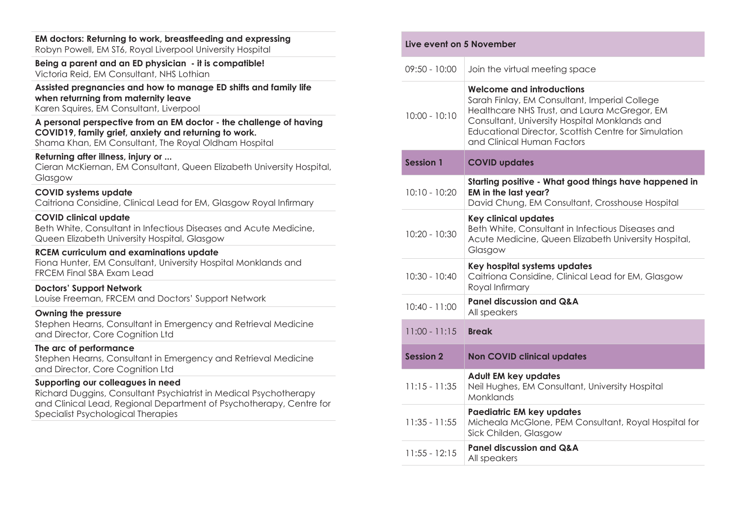**EM doctors: Returning to work, breastfeeding and expressing**
Robyn Powell, EM ST6, Royal Liverpool University Hospital

**Being a parent and an ED physician - it is compatible!**
Victoria Reid, EM Consultant, NHS Lothian

**Assisted pregnancies and how to manage ED shifts and family life when returrning from maternity leave**
Karen Squires, EM Consultant, Liverpool

**A personal perspective from an EM doctor - the challenge of having COVID19, family grief, anxiety and returning to work.**
Shama Khan, EM Consultant, The Royal Oldham Hospital

**Returning after illness, injury or ...**
Cieran McKiernan, EM Consultant, Queen Elizabeth University Hospital, Glasgow

**COVID systems update**
Caitriona Considine, Clinical Lead for EM, Glasgow Royal Infirmary

**COVID clinical update**
Beth White, Consultant in Infectious Diseases and Acute Medicine, Queen Elizabeth University Hospital, Glasgow

**RCEM curriculum and examinations update**
Fiona Hunter, EM Consultant, University Hospital Monklands and FRCEM Final SBA Exam Lead

**Doctors' Support Network**
Louise Freeman, FRCEM and Doctors' Support Network

**Owning the pressure**
Stephen Hearns, Consultant in Emergency and Retrieval Medicine and Director, Core Cognition Ltd

**The arc of performance**
Stephen Hearns, Consultant in Emergency and Retrieval Medicine and Director, Core Cognition Ltd

**Supporting our colleagues in need**
Richard Duggins, Consultant Psychiatrist in Medical Psychotherapy and Clinical Lead, Regional Department of Psychotherapy, Centre for Specialist Psychological Therapies

| **Live event on 5 November** | |
|---|---|
| 09:50 - 10:00 | Join the virtual meeting space |
| 10:00 - 10:10 | **Welcome and introductions**<br>Sarah Finlay, EM Consultant, Imperial College Healthcare NHS Trust, and Laura McGregor, EM Consultant, University Hospital Monklands and Educational Director, Scottish Centre for Simulation and Clinical Human Factors |
| **Session 1** | **COVID updates** |
| 10:10 - 10:20 | **Starting positive - What good things have happened in EM in the last year?**<br>David Chung, EM Consultant, Crosshouse Hospital |
| 10:20 - 10:30 | **Key clinical updates**<br>Beth White, Consultant in Infectious Diseases and Acute Medicine, Queen Elizabeth University Hospital, Glasgow |
| 10:30 - 10:40 | **Key hospital systems updates**<br>Caitriona Considine, Clinical Lead for EM, Glasgow Royal Infirmary |
| 10:40 - 11:00 | **Panel discussion and Q&A**<br>All speakers |
| 11:00 - 11:15 | **Break** |
| **Session 2** | **Non COVID clinical updates** |
| 11:15 - 11:35 | **Adult EM key updates**<br>Neil Hughes, EM Consultant, University Hospital Monklands |
| 11:35 - 11:55 | **Paediatric EM key updates**<br>Micheala McGlone, PEM Consultant, Royal Hospital for Sick Childen, Glasgow |
| 11:55 - 12:15 | **Panel discussion and Q&A**<br>All speakers |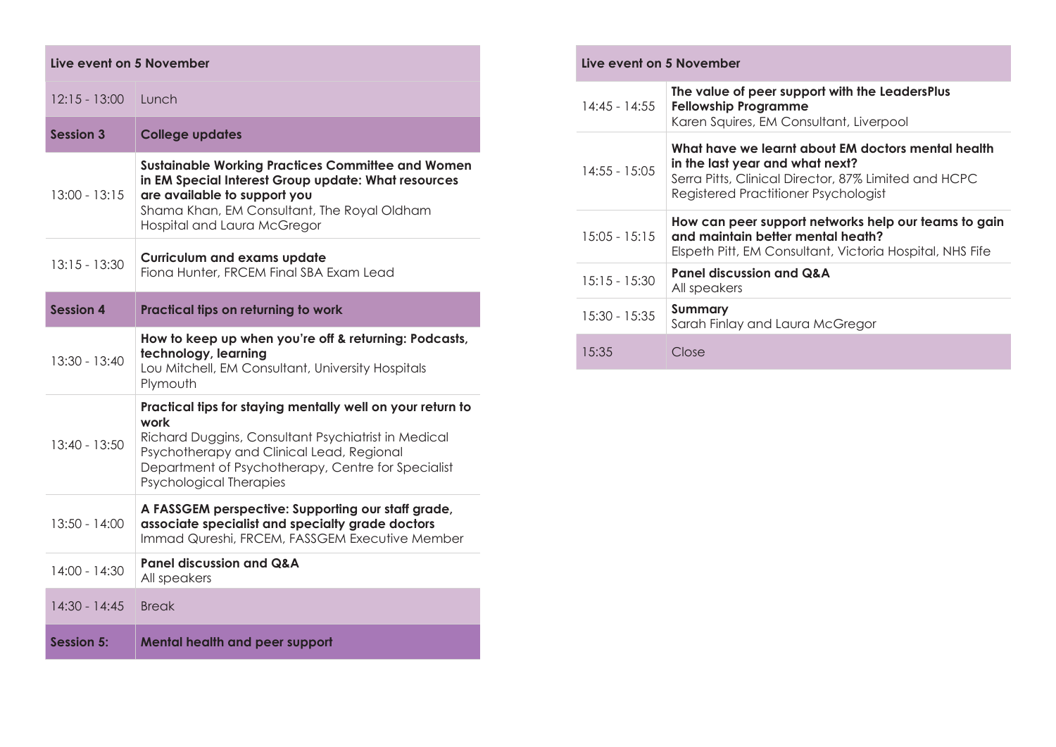| Live event on 5 November | |
|---|---|
| 12:15 - 13:00 | Lunch |
| **Session 3** | **College updates** |
| 13:00 - 13:15 | **Sustainable Working Practices Committee and Women in EM Special Interest Group update: What resources are available to support you**<br>Shama Khan, EM Consultant, The Royal Oldham Hospital and Laura McGregor |
| 13:15 - 13:30 | **Curriculum and exams update**<br>Fiona Hunter, FRCEM Final SBA Exam Lead |
| **Session 4** | **Practical tips on returning to work** |
| 13:30 - 13:40 | **How to keep up when you're off & returning: Podcasts, technology, learning**<br>Lou Mitchell, EM Consultant, University Hospitals Plymouth |
| 13:40 - 13:50 | **Practical tips for staying mentally well on your return to work**<br>Richard Duggins, Consultant Psychiatrist in Medical Psychotherapy and Clinical Lead, Regional Department of Psychotherapy, Centre for Specialist Psychological Therapies |
| 13:50 - 14:00 | **A FASSGEM perspective: Supporting our staff grade, associate specialist and specialty grade doctors**<br>Immad Qureshi, FRCEM, FASSGEM Executive Member |
| 14:00 - 14:30 | **Panel discussion and Q&A**<br>All speakers |
| 14:30 - 14:45 | Break |
| **Session 5:** | **Mental health and peer support** |

| Live event on 5 November | |
|---|---|
| 14:45 - 14:55 | **The value of peer support with the LeadersPlus Fellowship Programme**<br>Karen Squires, EM Consultant, Liverpool |
| 14:55 - 15:05 | **What have we learnt about EM doctors mental health in the last year and what next?**<br>Serra Pitts, Clinical Director, 87% Limited and HCPC Registered Practitioner Psychologist |
| 15:05 - 15:15 | **How can peer support networks help our teams to gain and maintain better mental heath?**<br>Elspeth Pitt, EM Consultant, Victoria Hospital, NHS Fife |
| 15:15 - 15:30 | **Panel discussion and Q&A**<br>All speakers |
| 15:30 - 15:35 | **Summary**<br>Sarah Finlay and Laura McGregor |
| 15:35 | Close |